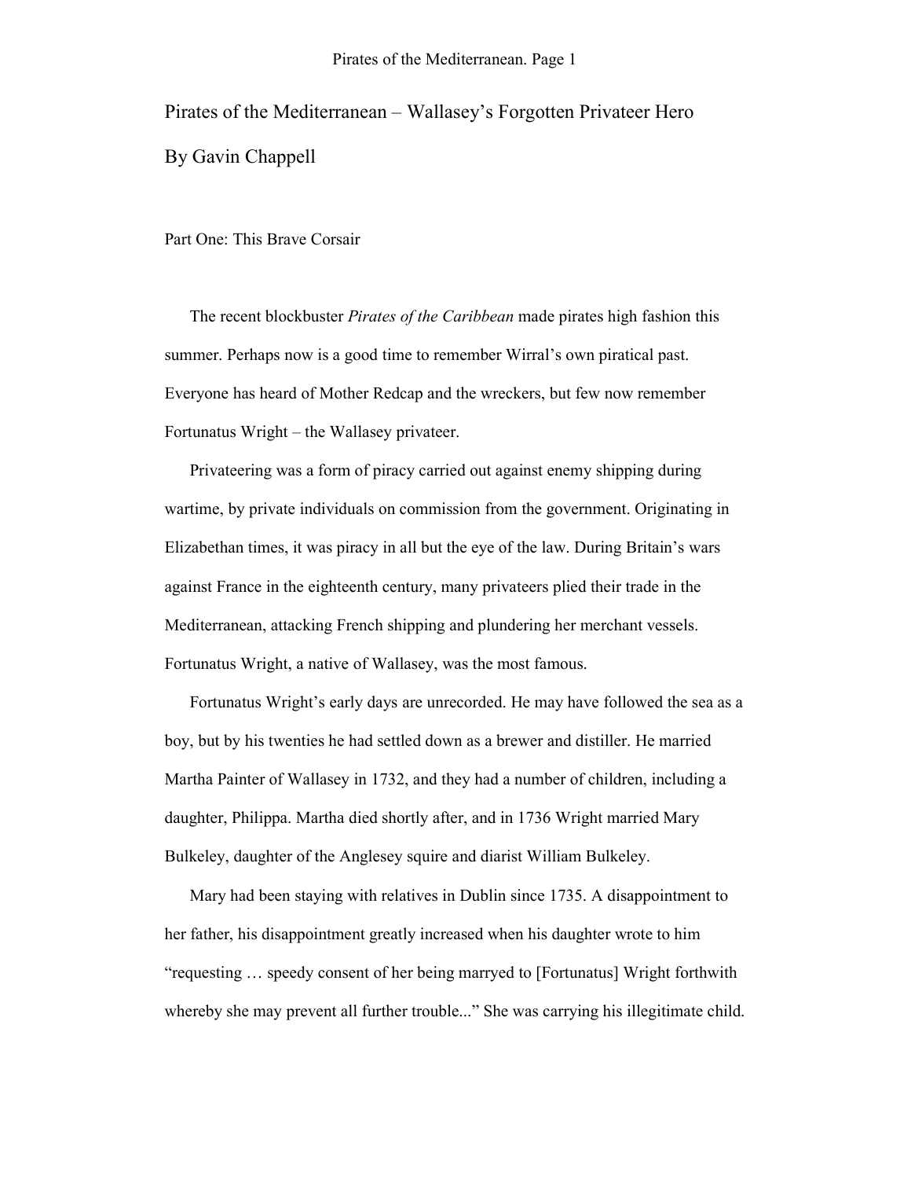# Pirates of the Mediterranean – Wallasey's Forgotten Privateer Hero

By Gavin Chappell

## Part One: This Brave Corsair

The recent blockbuster *Pirates of the Caribbean* made pirates high fashion this summer. Perhaps now is a good time to remember Wirral's own piratical past. Everyone has heard of Mother Redcap and the wreckers, but few now remember Fortunatus Wright – the Wallasey privateer.

Privateering was a form of piracy carried out against enemy shipping during wartime, by private individuals on commission from the government. Originating in Elizabethan times, it was piracy in all but the eye of the law. During Britain's wars against France in the eighteenth century, many privateers plied their trade in the Mediterranean, attacking French shipping and plundering her merchant vessels. Fortunatus Wright, a native of Wallasey, was the most famous.

Fortunatus Wright's early days are unrecorded. He may have followed the sea as a boy, but by his twenties he had settled down as a brewer and distiller. He married Martha Painter of Wallasey in 1732, and they had a number of children, including a daughter, Philippa. Martha died shortly after, and in 1736 Wright married Mary Bulkeley, daughter of the Anglesey squire and diarist William Bulkeley.

Mary had been staying with relatives in Dublin since 1735. A disappointment to her father, his disappointment greatly increased when his daughter wrote to him "requesting … speedy consent of her being marryed to [Fortunatus] Wright forthwith whereby she may prevent all further trouble..." She was carrying his illegitimate child.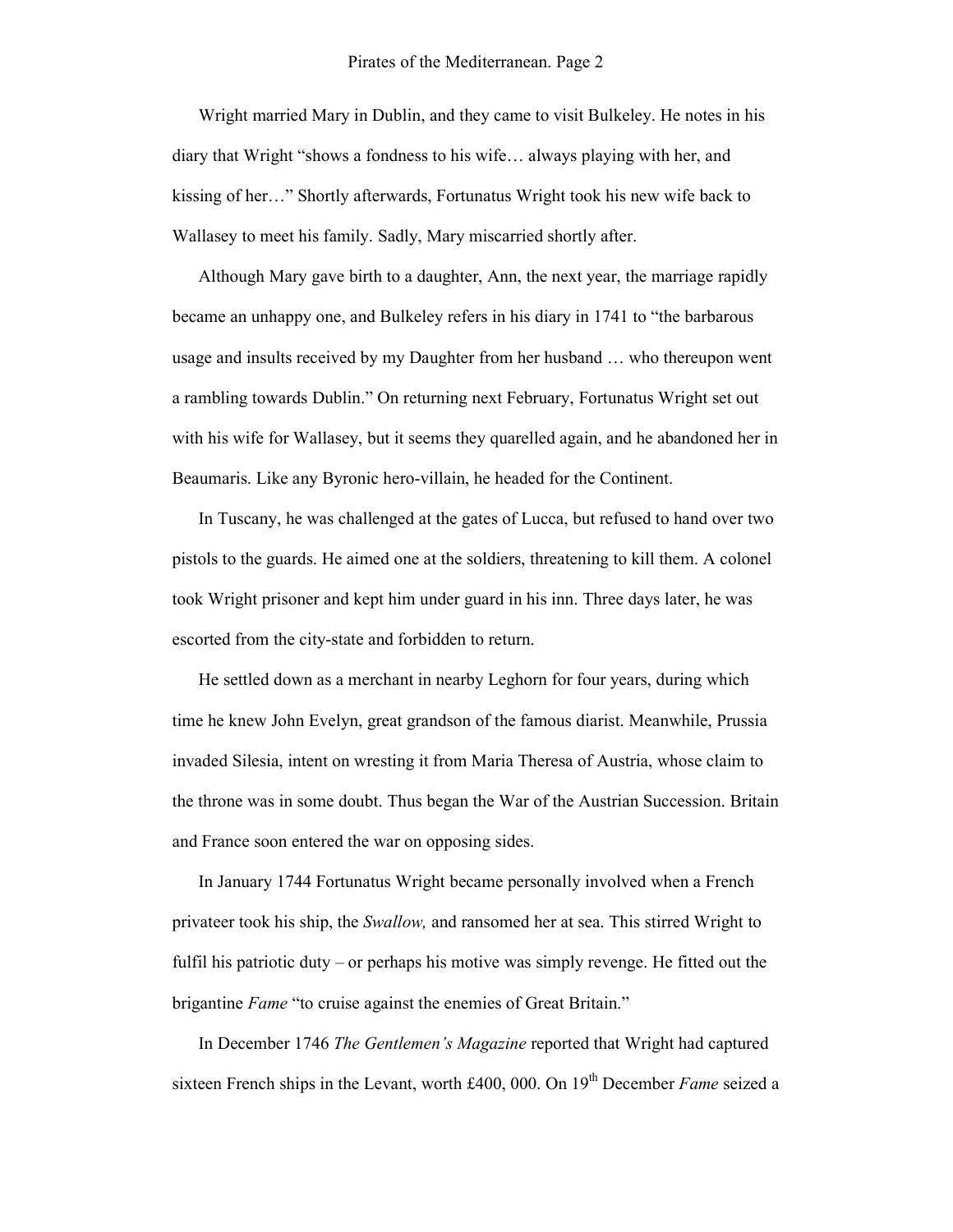Wright married Mary in Dublin, and they came to visit Bulkeley. He notes in his diary that Wright "shows a fondness to his wife… always playing with her, and kissing of her…" Shortly afterwards, Fortunatus Wright took his new wife back to Wallasey to meet his family. Sadly, Mary miscarried shortly after.

Although Mary gave birth to a daughter, Ann, the next year, the marriage rapidly became an unhappy one, and Bulkeley refers in his diary in 1741 to "the barbarous usage and insults received by my Daughter from her husband … who thereupon went a rambling towards Dublin." On returning next February, Fortunatus Wright set out with his wife for Wallasey, but it seems they quarelled again, and he abandoned her in Beaumaris. Like any Byronic hero-villain, he headed for the Continent.

In Tuscany, he was challenged at the gates of Lucca, but refused to hand over two pistols to the guards. He aimed one at the soldiers, threatening to kill them. A colonel took Wright prisoner and kept him under guard in his inn. Three days later, he was escorted from the city-state and forbidden to return.

He settled down as a merchant in nearby Leghorn for four years, during which time he knew John Evelyn, great grandson of the famous diarist. Meanwhile, Prussia invaded Silesia, intent on wresting it from Maria Theresa of Austria, whose claim to the throne was in some doubt. Thus began the War of the Austrian Succession. Britain and France soon entered the war on opposing sides.

In January 1744 Fortunatus Wright became personally involved when a French privateer took his ship, the *Swallow,* and ransomed her at sea. This stirred Wright to fulfil his patriotic duty – or perhaps his motive was simply revenge. He fitted out the brigantine *Fame* "to cruise against the enemies of Great Britain."

In December 1746 *The Gentlemen's Magazine* reported that Wright had captured sixteen French ships in the Levant, worth £400, 000. On 19th December *Fame* seized a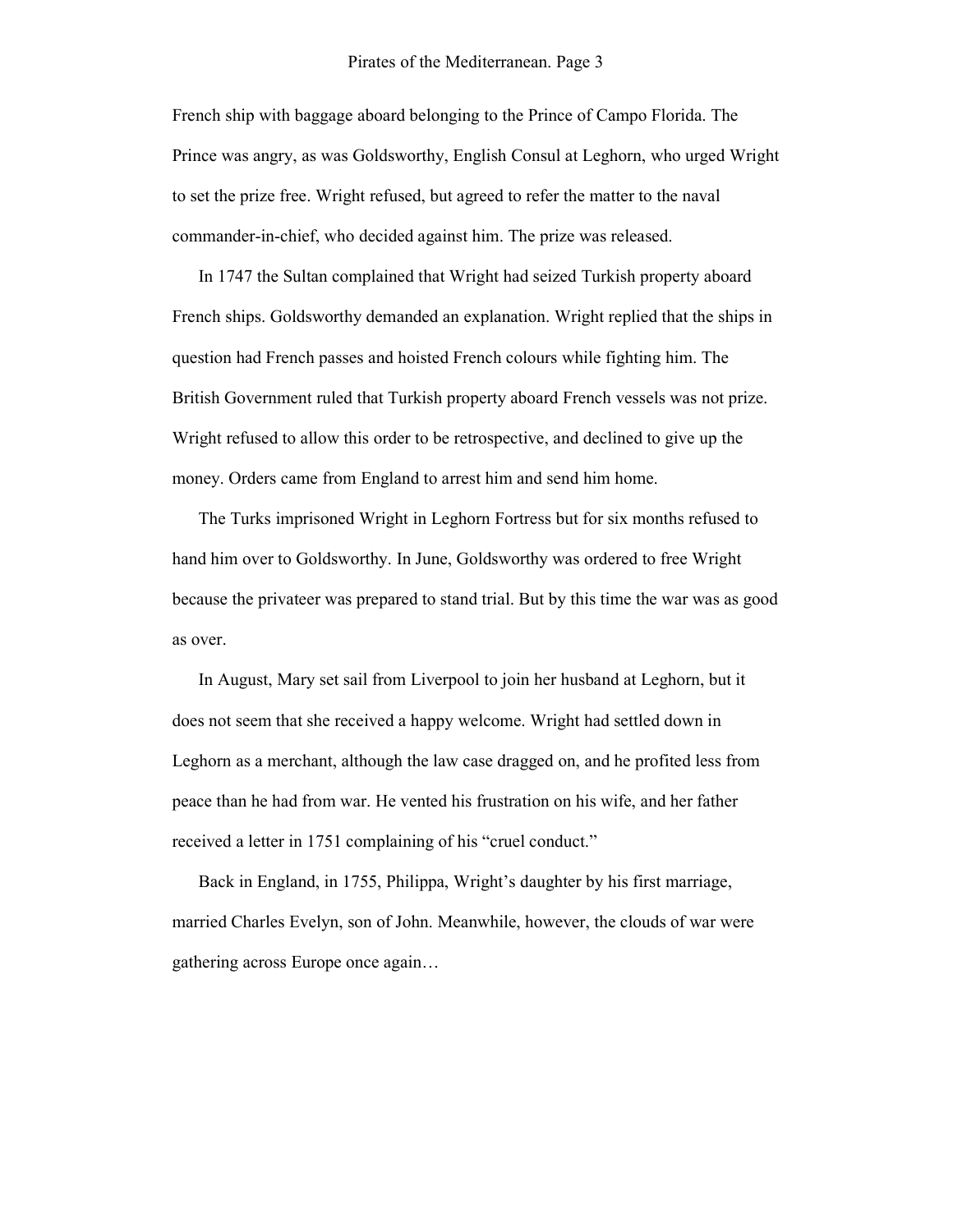French ship with baggage aboard belonging to the Prince of Campo Florida. The Prince was angry, as was Goldsworthy, English Consul at Leghorn, who urged Wright to set the prize free. Wright refused, but agreed to refer the matter to the naval commander-in-chief, who decided against him. The prize was released.

In 1747 the Sultan complained that Wright had seized Turkish property aboard French ships. Goldsworthy demanded an explanation. Wright replied that the ships in question had French passes and hoisted French colours while fighting him. The British Government ruled that Turkish property aboard French vessels was not prize. Wright refused to allow this order to be retrospective, and declined to give up the money. Orders came from England to arrest him and send him home.

The Turks imprisoned Wright in Leghorn Fortress but for six months refused to hand him over to Goldsworthy. In June, Goldsworthy was ordered to free Wright because the privateer was prepared to stand trial. But by this time the war was as good as over.

In August, Mary set sail from Liverpool to join her husband at Leghorn, but it does not seem that she received a happy welcome. Wright had settled down in Leghorn as a merchant, although the law case dragged on, and he profited less from peace than he had from war. He vented his frustration on his wife, and her father received a letter in 1751 complaining of his "cruel conduct."

Back in England, in 1755, Philippa, Wright's daughter by his first marriage, married Charles Evelyn, son of John. Meanwhile, however, the clouds of war were gathering across Europe once again…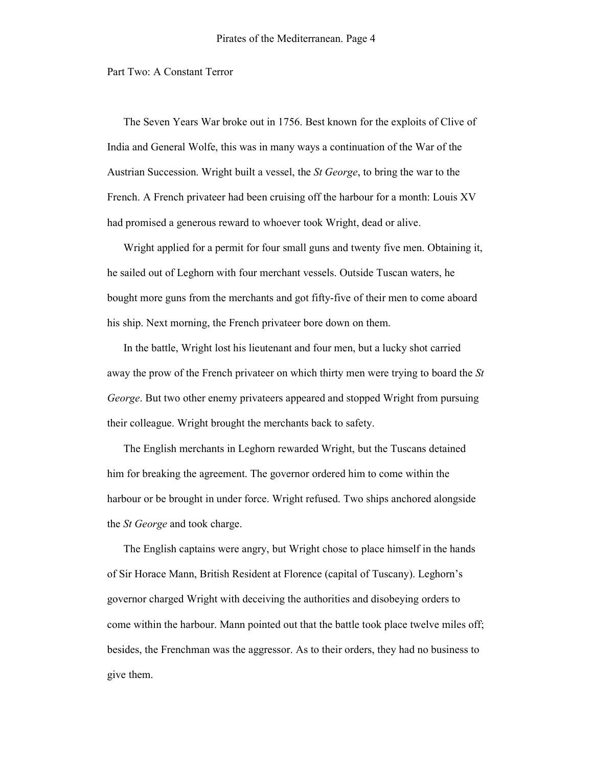Part Two: A Constant Terror

The Seven Years War broke out in 1756. Best known for the exploits of Clive of India and General Wolfe, this was in many ways a continuation of the War of the Austrian Succession. Wright built a vessel, the *St George*, to bring the war to the French. A French privateer had been cruising off the harbour for a month: Louis XV had promised a generous reward to whoever took Wright, dead or alive.

Wright applied for a permit for four small guns and twenty five men. Obtaining it, he sailed out of Leghorn with four merchant vessels. Outside Tuscan waters, he bought more guns from the merchants and got fifty-five of their men to come aboard his ship. Next morning, the French privateer bore down on them.

In the battle, Wright lost his lieutenant and four men, but a lucky shot carried away the prow of the French privateer on which thirty men were trying to board the *St George*. But two other enemy privateers appeared and stopped Wright from pursuing their colleague. Wright brought the merchants back to safety.

The English merchants in Leghorn rewarded Wright, but the Tuscans detained him for breaking the agreement. The governor ordered him to come within the harbour or be brought in under force. Wright refused. Two ships anchored alongside the *St George* and took charge.

The English captains were angry, but Wright chose to place himself in the hands of Sir Horace Mann, British Resident at Florence (capital of Tuscany). Leghorn's governor charged Wright with deceiving the authorities and disobeying orders to come within the harbour. Mann pointed out that the battle took place twelve miles off; besides, the Frenchman was the aggressor. As to their orders, they had no business to give them.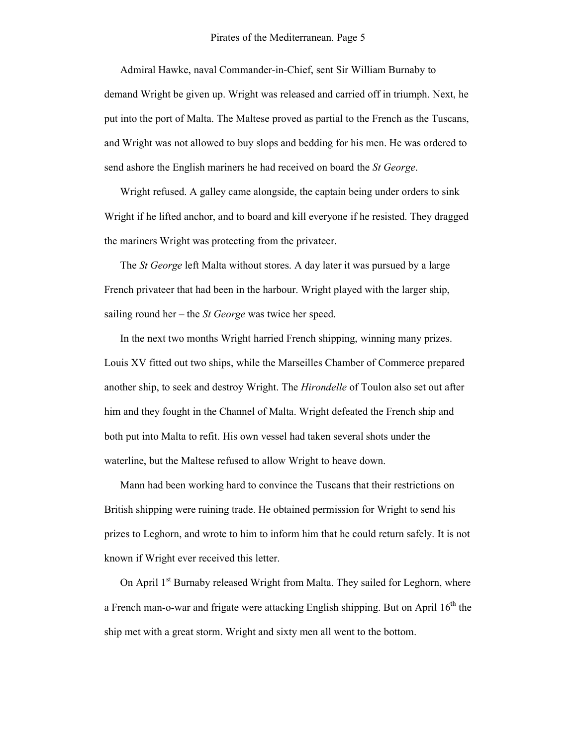Admiral Hawke, naval Commander-in-Chief, sent Sir William Burnaby to demand Wright be given up. Wright was released and carried off in triumph. Next, he put into the port of Malta. The Maltese proved as partial to the French as the Tuscans, and Wright was not allowed to buy slops and bedding for his men. He was ordered to send ashore the English mariners he had received on board the *St George*.

Wright refused. A galley came alongside, the captain being under orders to sink Wright if he lifted anchor, and to board and kill everyone if he resisted. They dragged the mariners Wright was protecting from the privateer.

The *St George* left Malta without stores. A day later it was pursued by a large French privateer that had been in the harbour. Wright played with the larger ship, sailing round her – the *St George* was twice her speed.

In the next two months Wright harried French shipping, winning many prizes. Louis XV fitted out two ships, while the Marseilles Chamber of Commerce prepared another ship, to seek and destroy Wright. The *Hirondelle* of Toulon also set out after him and they fought in the Channel of Malta. Wright defeated the French ship and both put into Malta to refit. His own vessel had taken several shots under the waterline, but the Maltese refused to allow Wright to heave down.

Mann had been working hard to convince the Tuscans that their restrictions on British shipping were ruining trade. He obtained permission for Wright to send his prizes to Leghorn, and wrote to him to inform him that he could return safely. It is not known if Wright ever received this letter.

On April 1st Burnaby released Wright from Malta. They sailed for Leghorn, where a French man-o-war and frigate were attacking English shipping. But on April 16th the ship met with a great storm. Wright and sixty men all went to the bottom.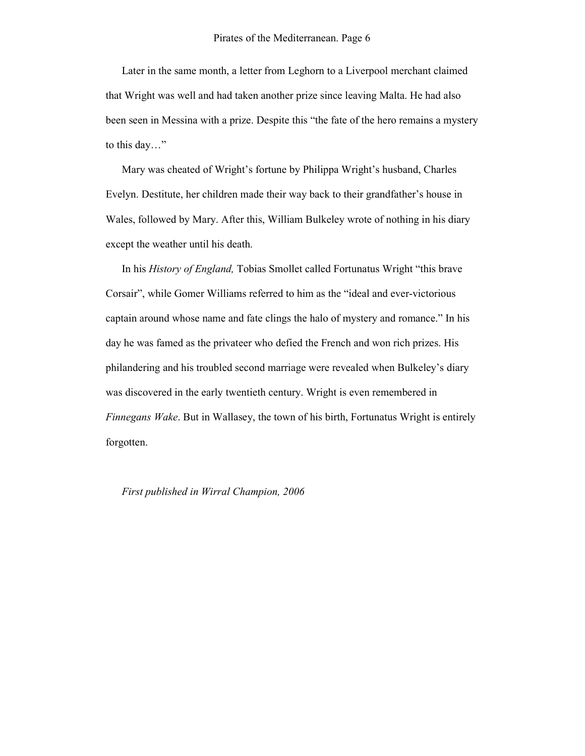Later in the same month, a letter from Leghorn to a Liverpool merchant claimed that Wright was well and had taken another prize since leaving Malta. He had also been seen in Messina with a prize. Despite this "the fate of the hero remains a mystery to this day…"

Mary was cheated of Wright's fortune by Philippa Wright's husband, Charles Evelyn. Destitute, her children made their way back to their grandfather's house in Wales, followed by Mary. After this, William Bulkeley wrote of nothing in his diary except the weather until his death.

In his *History of England,* Tobias Smollet called Fortunatus Wright "this brave Corsair", while Gomer Williams referred to him as the "ideal and ever-victorious captain around whose name and fate clings the halo of mystery and romance." In his day he was famed as the privateer who defied the French and won rich prizes. His philandering and his troubled second marriage were revealed when Bulkeley's diary was discovered in the early twentieth century. Wright is even remembered in *Finnegans Wake*. But in Wallasey, the town of his birth, Fortunatus Wright is entirely forgotten.

*First published in Wirral Champion, 2006*